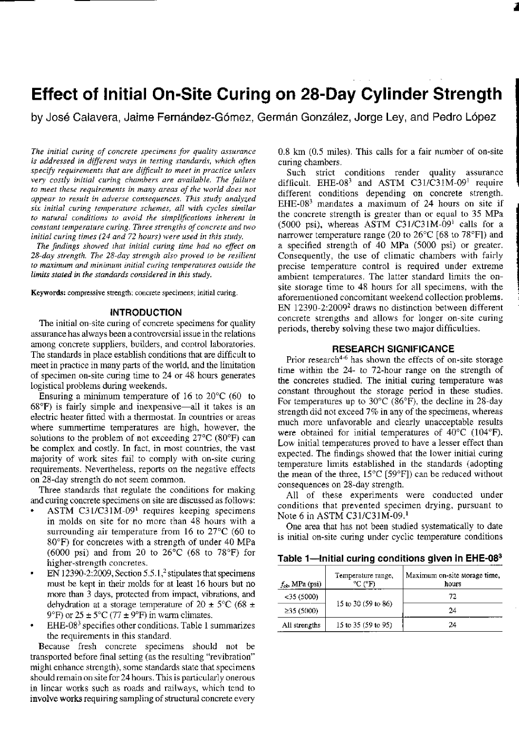# Effect of Initial On-Site Curing on 28-Day Cylinder Strength

by José Calavera, Jaime Fernández-Gómez, Germán González, Jorge Ley, and Pedro López

*The initial curing of concrete specimens for quality assurance is addressed in different ways in testing standards, which often specify requirements that are difficult to meet in practice unless very costly initial curing chambers are available. The failure to meet these requirements in many areas of the world does not appear to result in adverse consequences. This study analyzed six initial curing temperature schemes, all with cycles similar to natural conditions to avoid the simplifications inherent in constant temperature curing. Three strengths of concrete and two initial curing times (24 and 72 hours) were used in this study.*

*The findings showed that initial curing time had no effect on 28-day strength. The 28-day strength also proved to be resilient to maximum and minimum initial curing temperatures outside the limits stated in the standards considered in this study.*

**Keywords:** compressive strength; concrete specimens; initial curing.

## INTRODUCTION

The initial on-site curing of concrete specimens for quality assurance has always been a controversial issue in the relations among concrete suppliers, builders, and control laboratories. The standards in place establish conditions that are difficult to meet in practice in many parts of the world, and the limitation of specimen on-site curing time to 24 or 48 hours generates logistical problems during weekends.

Ensuring a minimum temperature of 16 to 20°C (60 to 68°F) is fairly simple and inexpensive—all it takes is an electric heater fitted with a thermostat. In countries or areas where summertime temperatures are high, however, the solutions to the problem of not exceeding 27°C (80°F) can be complex and costly. In fact, in most countries, the vast majority of work sites fail to comply with on-site curing requirements. Nevertheless, reports on the negative effects on 28-day strength do not seem common.

Three standards that regulate the conditions for making and curing concrete specimens on site are discussed as follows:

- ASTM C31/C31M-09[1] requires keeping specimens in molds on site for no more than 48 hours with a surrounding air temperature from 16 to 27°C (60 to 80°F) for concretes with a strength of under 40 MPa (6000 psi) and from 20 to 26°C (68 to 78°F) for higher-strength concretes.
- EN 12390-2:2009, Section 5.5.1,[2] stipulates that specimens must be kept in their molds for at least 16 hours but no more than 3 days, protected from impact, vibrations, and dehydration at a storage temperature of 20 ± 5°C (68 ± 9°F) or 25 ± 5°C (77 ± 9°F) in warm climates.
- EHE-08[3] specifies other conditions. Table 1 summarizes the requirements in this standard.

Because fresh concrete specimens should not be transported before final setting (as the resulting "revibration" might enhance strength), some standards state that specimens should remain on site for 24 hours. This is particularly onerous in linear works such as roads and railways, which tend to involve works requiring sampling of structural concrete every 0.8 km (0.5 miles). This calls for a fair number of on-site curing chambers.

Such strict conditions render quality assurance difficult. EHE-08[3] and ASTM C31/C31M-09[1] require different conditions depending on concrete strength. EHE-08[3] mandates a maximum of 24 hours on site if the concrete strength is greater than or equal to 35 MPa (5000 psi), whereas ASTM C31/C31M-09[1] calls for a narrower temperature range (20 to 26°C [68 to 78°F]) and a specified strength of 40 MPa (5000 psi) or greater. Consequently, the use of climatic chambers with fairly precise temperature control is required under extreme ambient temperatures. The latter standard limits the on-site storage time to 48 hours for all specimens, with the aforementioned concomitant weekend collection problems. EN 12390-2:2009[2] draws no distinction between different concrete strengths and allows for longer on-site curing periods, thereby solving these two major difficulties.

## RESEARCH SIGNIFICANCE

Prior research[4-6] has shown the effects of on-site storage time within the 24- to 72-hour range on the strength of the concretes studied. The initial curing temperature was constant throughout the storage period in these studies. For temperatures up to 30°C (86°F), the decline in 28-day strength did not exceed 7% in any of the specimens, whereas much more unfavorable and clearly unacceptable results were obtained for initial temperatures of 40°C (104°F). Low initial temperatures proved to have a lesser effect than expected. The findings showed that the lower initial curing temperature limits established in the standards (adopting the mean of the three, 15°C [59°F]) can be reduced without consequences on 28-day strength.

All of these experiments were conducted under conditions that prevented specimen drying, pursuant to Note 6 in ASTM C31/C31M-09.[1]

One area that has not been studied systematically to date is initial on-site curing under cyclic temperature conditions

**Table 1—Initial curing conditions given in EHE-08[3]**

| $f_{ck}$, MPa (psi) | Temperature range, °C (°F) | Maximum on-site storage time, hours |
|---|---|---|
| <35 (5000) | 15 to 30 (59 to 86) | 72 |
| ≥35 (5000) | | 24 |
| All strengths | 15 to 35 (59 to 95) | 24 |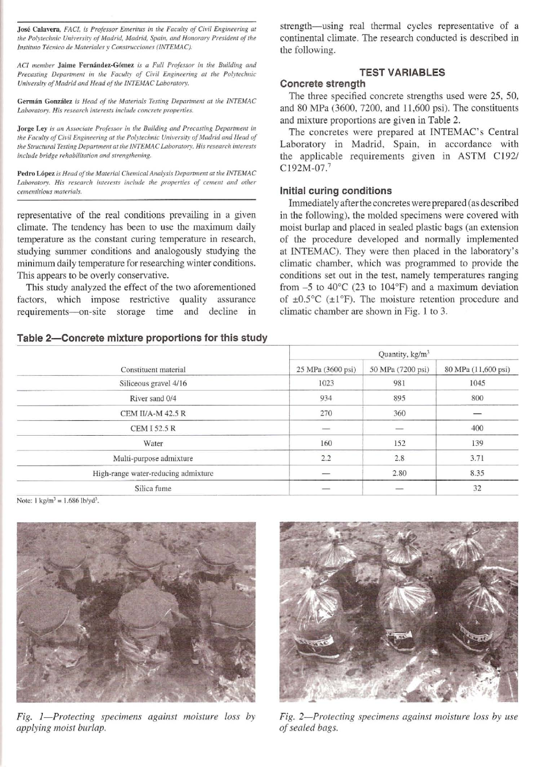**José Calavera**, *FACI, is Professor Emeritus in the Faculty of Civil Engineering at the Polytechnic University of Madrid, Madrid, Spain, and Honorary President of the Instituto Técnico de Materiales y Construcciones (INTEMAC).*

*ACI member* **Jaime Fernández-Gómez** *is a Full Professor in the Building and Precasting Department in the Faculty of Civil Engineering at the Polytechnic University of Madrid and Head of the INTEMAC Laboratory.*

**Germán González** *is Head of the Materials Testing Department at the INTEMAC Laboratory. His research interests include concrete properties.*

**Jorge Ley** *is an Associate Professor in the Building and Precasting Department in the Faculty of Civil Engineering at the Polytechnic University of Madrid and Head of the Structural Testing Department at the INTEMAC Laboratory. His research interests include bridge rehabilitation and strengthening.*

**Pedro López** *is Head of the Material Chemical Analysis Department at the INTEMAC Laboratory. His research interests include the properties of cement and other cementitious materials.*

representative of the real conditions prevailing in a given climate. The tendency has been to use the maximum daily temperature as the constant curing temperature in research, studying summer conditions and analogously studying the minimum daily temperature for researching winter conditions. This appears to be overly conservative.

This study analyzed the effect of the two aforementioned factors, which impose restrictive quality assurance requirements—on-site storage time and decline in strength—using real thermal cycles representative of a continental climate. The research conducted is described in the following.

## TEST VARIABLES

### Concrete strength

The three specified concrete strengths used were 25, 50, and 80 MPa (3600, 7200, and 11,600 psi). The constituents and mixture proportions are given in Table 2.

The concretes were prepared at INTEMAC's Central Laboratory in Madrid, Spain, in accordance with the applicable requirements given in ASTM C192/C192M-07.[7]

### Initial curing conditions

Immediately after the concretes were prepared (as described in the following), the molded specimens were covered with moist burlap and placed in sealed plastic bags (an extension of the procedure developed and normally implemented at INTEMAC). They were then placed in the laboratory's climatic chamber, which was programmed to provide the conditions set out in the test, namely temperatures ranging from −5 to 40°C (23 to 104°F) and a maximum deviation of ±0.5°C (±1°F). The moisture retention procedure and climatic chamber are shown in Fig. 1 to 3.

**Table 2—Concrete mixture proportions for this study**

| Constituent material | Quantity, kg/m³ | | |
|---|---|---|---|
| | 25 MPa (3600 psi) | 50 MPa (7200 psi) | 80 MPa (11,600 psi) |
| Siliceous gravel 4/16 | 1023 | 981 | 1045 |
| River sand 0/4 | 934 | 895 | 800 |
| CEM II/A-M 42.5 R | 270 | 360 | — |
| CEM I 52.5 R | — | — | 400 |
| Water | 160 | 152 | 139 |
| Multi-purpose admixture | 2.2 | 2.8 | 3.71 |
| High-range water-reducing admixture | — | 2.80 | 8.35 |
| Silica fume | — | — | 32 |

Note: 1 kg/m³ = 1.686 lb/yd³.

*Fig. 1—Protecting specimens against moisture loss by applying moist burlap.*

*Fig. 2—Protecting specimens against moisture loss by use of sealed bags.*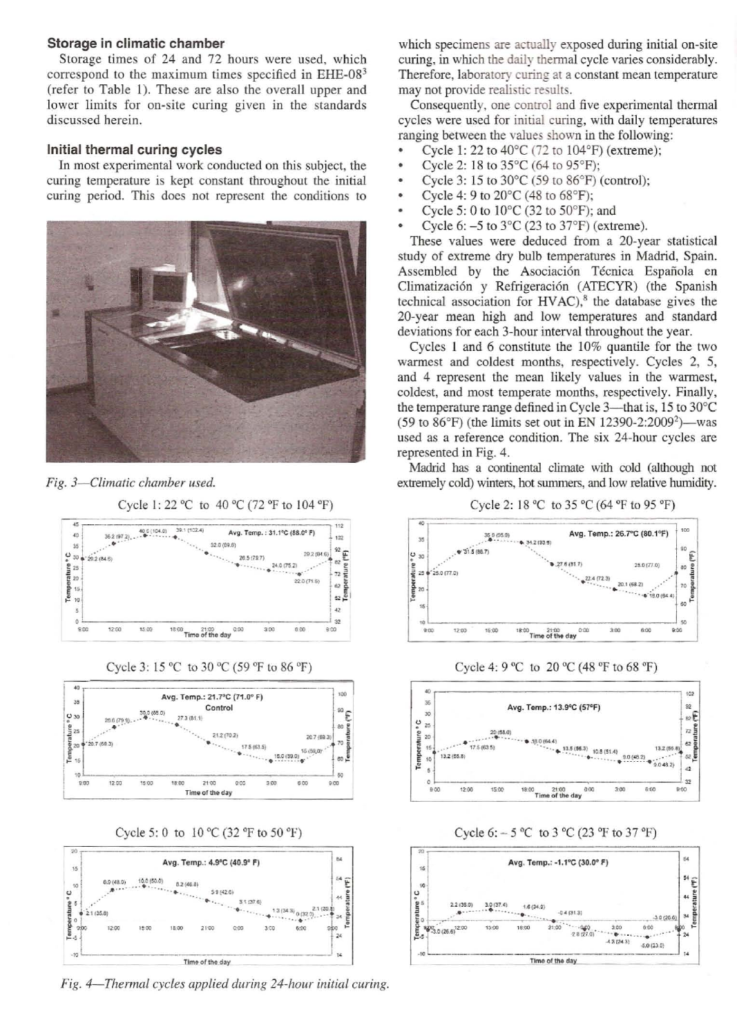### Storage in climatic chamber

Storage times of 24 and 72 hours were used, which correspond to the maximum times specified in EHE-08[3] (refer to Table 1). These are also the overall upper and lower limits for on-site curing given in the standards discussed herein.

### Initial thermal curing cycles

In most experimental work conducted on this subject, the curing temperature is kept constant throughout the initial curing period. This does not represent the conditions to which specimens are actually exposed during initial on-site curing, in which the daily thermal cycle varies considerably. Therefore, laboratory curing at a constant mean temperature may not provide realistic results.

Consequently, one control and five experimental thermal cycles were used for initial curing, with daily temperatures ranging between the values shown in the following:

- Cycle 1: 22 to 40°C (72 to 104°F) (extreme);
- Cycle 2: 18 to 35°C (64 to 95°F);
- Cycle 3: 15 to 30°C (59 to 86°F) (control);
- Cycle 4: 9 to 20°C (48 to 68°F);
- Cycle 5: 0 to 10°C (32 to 50°F); and
- Cycle 6: –5 to 3°C (23 to 37°F) (extreme).

These values were deduced from a 20-year statistical study of extreme dry bulb temperatures in Madrid, Spain. Assembled by the Asociación Técnica Española en Climatización y Refrigeración (ATECYR) (the Spanish technical association for HVAC),[8] the database gives the 20-year mean high and low temperatures and standard deviations for each 3-hour interval throughout the year.

Cycles 1 and 6 constitute the 10% quantile for the two warmest and coldest months, respectively. Cycles 2, 5, and 4 represent the mean likely values in the warmest, coldest, and most temperate months, respectively. Finally, the temperature range defined in Cycle 3—that is, 15 to 30°C (59 to 86°F) (the limits set out in EN 12390-2:2009[2])—was used as a reference condition. The six 24-hour cycles are represented in Fig. 4.

Madrid has a continental climate with cold (although not extremely cold) winters, hot summers, and low relative humidity.

*Fig. 3—Climatic chamber used.*

Cycle 1: 22 °C to 40 °C (72 °F to 104 °F)

Avg. Temp.: 31.1°C (88.0° F)

Cycle 2: 18 °C to 35 °C (64 °F to 95 °F)

Avg. Temp.: 26.7°C (80.1°F)

Cycle 3: 15 °C to 30 °C (59 °F to 86 °F)

Avg. Temp.: 21.7°C (71.0° F)
Control

Cycle 4: 9 °C to 20 °C (48 °F to 68 °F)

Avg. Temp.: 13.9°C (57°F)

Cycle 5: 0 to 10 °C (32 °F to 50 °F)

Avg. Temp.: 4.9°C (40.9° F)

Cycle 6: – 5 °C to 3 °C (23 °F to 37 °F)

Avg. Temp.: -1.1°C (30.0° F)

*Fig. 4—Thermal cycles applied during 24-hour initial curing.*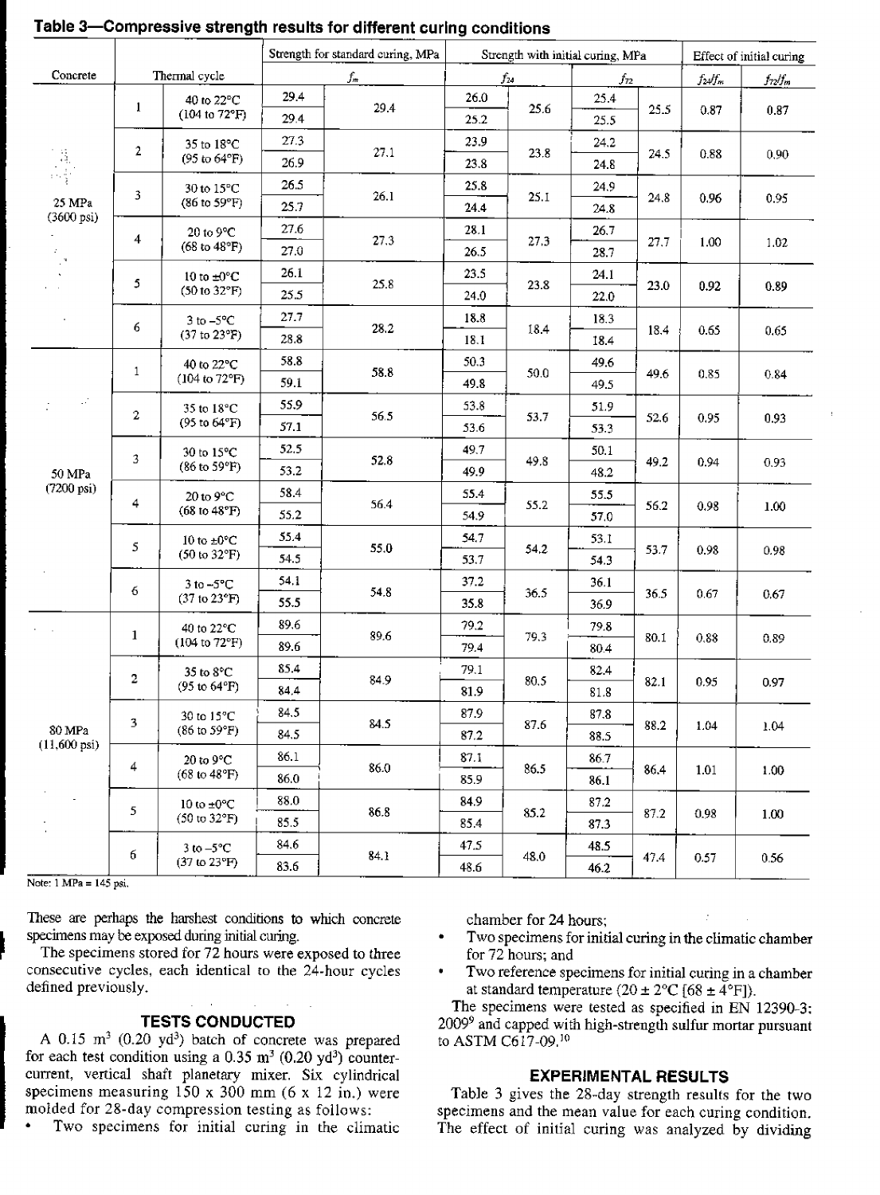**Table 3—Compressive strength results for different curing conditions**

| Concrete | Thermal cycle | | Strength for standard curing, MPa | | Strength with initial curing, MPa | | | | Effect of initial curing | |
|---|---|---|---|---|---|---|---|---|---|---|
| | | | $f_m$ | | $f_{24}$ | | $f_{72}$ | | $f_{24}/f_m$ | $f_{72}/f_m$ |
| 25 MPa (3600 psi) | 1 | 40 to 22°C (104 to 72°F) | 29.4 | 29.4 | 26.0 | 25.6 | 25.4 | 25.5 | 0.87 | 0.87 |
| | | | 29.4 | | 25.2 | | 25.5 | | | |
| | 2 | 35 to 18°C (95 to 64°F) | 27.3 | 27.1 | 23.9 | 23.8 | 24.2 | 24.5 | 0.88 | 0.90 |
| | | | 26.9 | | 23.8 | | 24.8 | | | |
| | 3 | 30 to 15°C (86 to 59°F) | 26.5 | 26.1 | 25.8 | 25.1 | 24.9 | 24.8 | 0.96 | 0.95 |
| | | | 25.7 | | 24.4 | | 24.8 | | | |
| | 4 | 20 to 9°C (68 to 48°F) | 27.6 | 27.3 | 28.1 | 27.3 | 26.7 | 27.7 | 1.00 | 1.02 |
| | | | 27.0 | | 26.5 | | 28.7 | | | |
| | 5 | 10 to ±0°C (50 to 32°F) | 26.1 | 25.8 | 23.5 | 23.8 | 24.1 | 23.0 | 0.92 | 0.89 |
| | | | 25.5 | | 24.0 | | 22.0 | | | |
| | 6 | 3 to -5°C (37 to 23°F) | 27.7 | 28.2 | 18.8 | 18.4 | 18.3 | 18.4 | 0.65 | 0.65 |
| | | | 28.8 | | 18.1 | | 18.4 | | | |
| 50 MPa (7200 psi) | 1 | 40 to 22°C (104 to 72°F) | 58.8 | 58.8 | 50.3 | 50.0 | 49.6 | 49.6 | 0.85 | 0.84 |
| | | | 59.1 | | 49.8 | | 49.5 | | | |
| | 2 | 35 to 18°C (95 to 64°F) | 55.9 | 56.5 | 53.8 | 53.7 | 51.9 | 52.6 | 0.95 | 0.93 |
| | | | 57.1 | | 53.6 | | 53.3 | | | |
| | 3 | 30 to 15°C (86 to 59°F) | 52.5 | 52.8 | 49.7 | 49.8 | 50.1 | 49.2 | 0.94 | 0.93 |
| | | | 53.2 | | 49.9 | | 48.2 | | | |
| | 4 | 20 to 9°C (68 to 48°F) | 58.4 | 56.4 | 55.4 | 55.2 | 55.5 | 56.2 | 0.98 | 1.00 |
| | | | 55.2 | | 54.9 | | 57.0 | | | |
| | 5 | 10 to ±0°C (50 to 32°F) | 55.4 | 55.0 | 54.7 | 54.2 | 53.1 | 53.7 | 0.98 | 0.98 |
| | | | 54.5 | | 53.7 | | 54.3 | | | |
| | 6 | 3 to -5°C (37 to 23°F) | 54.1 | 54.8 | 37.2 | 36.5 | 36.1 | 36.5 | 0.67 | 0.67 |
| | | | 55.5 | | 35.8 | | 36.9 | | | |
| 80 MPa (11,600 psi) | 1 | 40 to 22°C (104 to 72°F) | 89.6 | 89.6 | 79.2 | 79.3 | 79.8 | 80.1 | 0.88 | 0.89 |
| | | | 89.6 | | 79.4 | | 80.4 | | | |
| | 2 | 35 to 8°C (95 to 64°F) | 85.4 | 84.9 | 79.1 | 80.5 | 82.4 | 82.1 | 0.95 | 0.97 |
| | | | 84.4 | | 81.9 | | 81.8 | | | |
| | 3 | 30 to 15°C (86 to 59°F) | 84.5 | 84.5 | 87.9 | 87.6 | 87.8 | 88.2 | 1.04 | 1.04 |
| | | | 84.5 | | 87.2 | | 88.5 | | | |
| | 4 | 20 to 9°C (68 to 48°F) | 86.1 | 86.0 | 87.1 | 86.5 | 86.7 | 86.4 | 1.01 | 1.00 |
| | | | 86.0 | | 85.9 | | 86.1 | | | |
| | 5 | 10 to ±0°C (50 to 32°F) | 88.0 | 86.8 | 84.9 | 85.2 | 87.2 | 87.2 | 0.98 | 1.00 |
| | | | 85.5 | | 85.4 | | 87.3 | | | |
| | 6 | 3 to -5°C (37 to 23°F) | 84.6 | 84.1 | 47.5 | 48.0 | 48.5 | 47.4 | 0.57 | 0.56 |
| | | | 83.6 | | 48.6 | | 46.2 | | | |

Note: 1 MPa = 145 psi.

These are perhaps the harshest conditions to which concrete specimens may be exposed during initial curing.

The specimens stored for 72 hours were exposed to three consecutive cycles, each identical to the 24-hour cycles defined previously.

### TESTS CONDUCTED

A 0.15 m³ (0.20 yd³) batch of concrete was prepared for each test condition using a 0.35 m³ (0.20 yd³) counter-current, vertical shaft planetary mixer. Six cylindrical specimens measuring 150 x 300 mm (6 x 12 in.) were molded for 28-day compression testing as follows:

- Two specimens for initial curing in the climatic chamber for 24 hours;
- Two specimens for initial curing in the climatic chamber for 72 hours; and
- Two reference specimens for initial curing in a chamber at standard temperature (20 ± 2°C [68 ± 4°F]).

The specimens were tested as specified in EN 12390-3: 2009[9] and capped with high-strength sulfur mortar pursuant to ASTM C617-09.[10]

### EXPERIMENTAL RESULTS

Table 3 gives the 28-day strength results for the two specimens and the mean value for each curing condition. The effect of initial curing was analyzed by dividing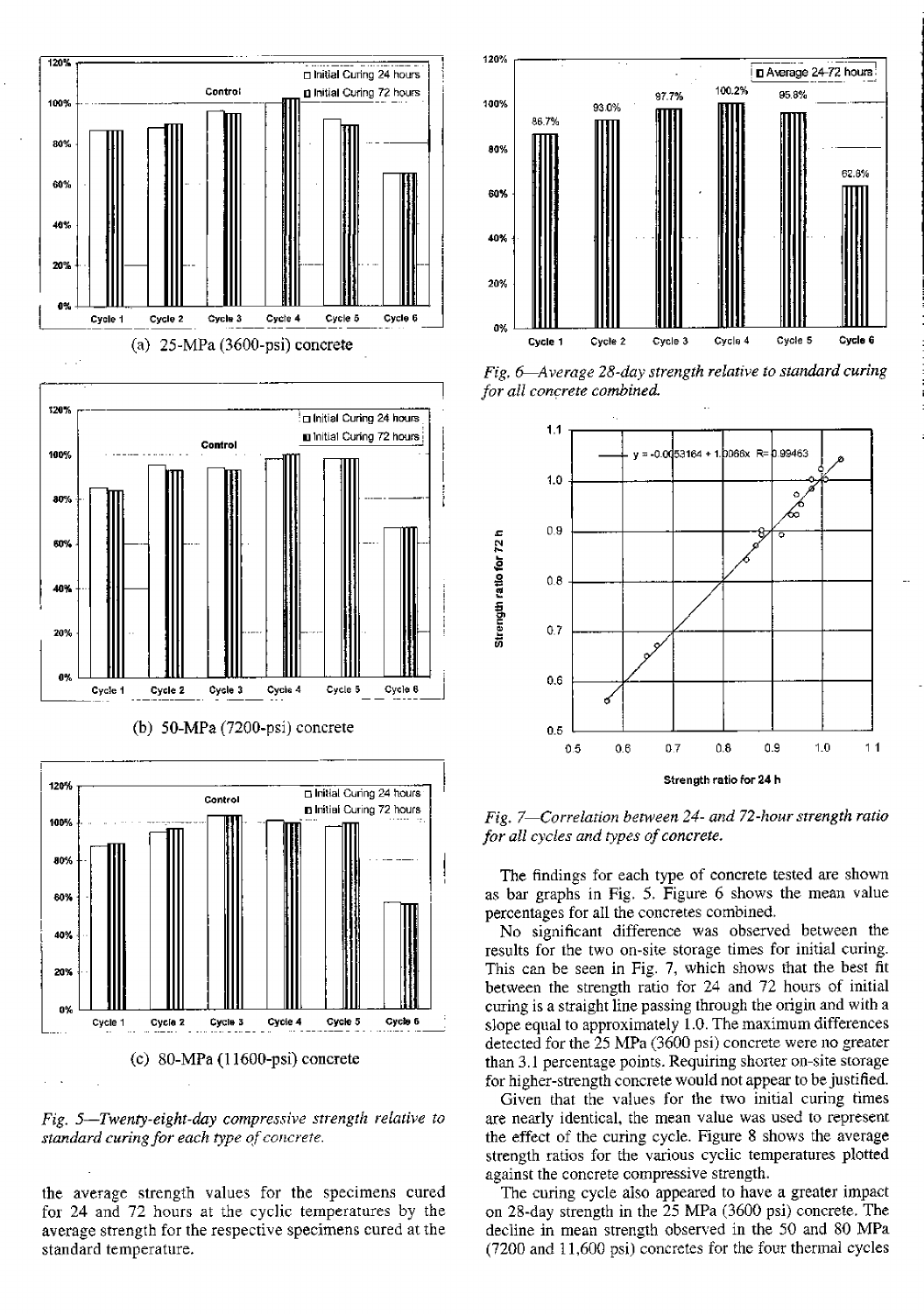120%

□ Initial Curing 24 hours

Control

■ Initial Curing 72 hours

100%

80%

60%

40%

20%

0%

Cycle 1 Cycle 2 Cycle 3 Cycle 4 Cycle 5 Cycle 6

(a) 25-MPa (3600-psi) concrete

120%

□ Initial Curing 24 hours

Control

■ Initial Curing 72 hours

100%

80%

60%

40%

20%

0%

Cycle 1 Cycle 2 Cycle 3 Cycle 4 Cycle 5 Cycle 6

(b) 50-MPa (7200-psi) concrete

120%

Control

□ Initial Curing 24 hours

■ Initial Curing 72 hours

100%

80%

60%

40%

20%

0%

Cycle 1 Cycle 2 Cycle 3 Cycle 4 Cycle 5 Cycle 6

(c) 80-MPa (11600-psi) concrete

*Fig. 5—Twenty-eight-day compressive strength relative to standard curing for each type of concrete.*

the average strength values for the specimens cured for 24 and 72 hours at the cyclic temperatures by the average strength for the respective specimens cured at the standard temperature.

120%

■ Average 24-72 hours

86.7% 93.0% 97.7% 100.2% 95.8% 62.8%

100%

80%

60%

40%

20%

0%

Cycle 1 Cycle 2 Cycle 3 Cycle 4 Cycle 5 Cycle 6

*Fig. 6—Average 28-day strength relative to standard curing for all concrete combined.*

y = -0.0053164 + 1.0066x R= 0.99463

1.1

1.0

0.9

0.8

0.7

0.6

0.5

0.5 0.6 0.7 0.8 0.9 1.0 1.1

Strength ratio for 72 h

Strength ratio for 24 h

*Fig. 7—Correlation between 24- and 72-hour strength ratio for all cycles and types of concrete.*

The findings for each type of concrete tested are shown as bar graphs in Fig. 5. Figure 6 shows the mean value percentages for all the concretes combined.

No significant difference was observed between the results for the two on-site storage times for initial curing. This can be seen in Fig. 7, which shows that the best fit between the strength ratio for 24 and 72 hours of initial curing is a straight line passing through the origin and with a slope equal to approximately 1.0. The maximum differences detected for the 25 MPa (3600 psi) concrete were no greater than 3.1 percentage points. Requiring shorter on-site storage for higher-strength concrete would not appear to be justified.

Given that the values for the two initial curing times are nearly identical, the mean value was used to represent the effect of the curing cycle. Figure 8 shows the average strength ratios for the various cyclic temperatures plotted against the concrete compressive strength.

The curing cycle also appeared to have a greater impact on 28-day strength in the 25 MPa (3600 psi) concrete. The decline in mean strength observed in the 50 and 80 MPa (7200 and 11,600 psi) concretes for the four thermal cycles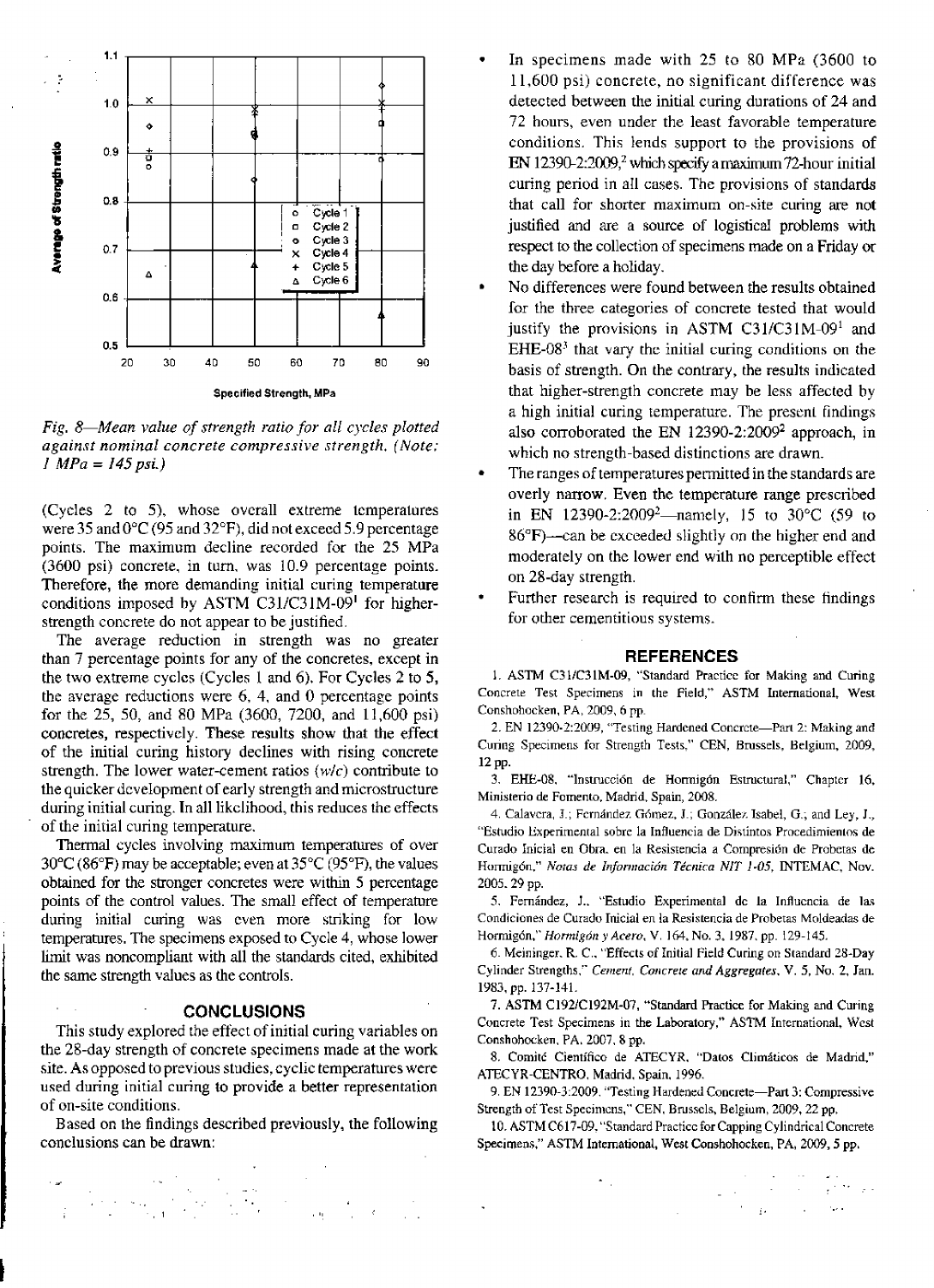1.1
1.0
0.9
0.8
0.7
0.6
0.5

Average of Strength ratio

20 30 40 50 60 70 80 90

Specified Strength, MPa

Cycle 1
Cycle 2
Cycle 3
Cycle 4
Cycle 5
Cycle 6

*Fig. 8—Mean value of strength ratio for all cycles plotted against nominal concrete compressive strength. (Note: 1 MPa = 145 psi.)*

(Cycles 2 to 5), whose overall extreme temperatures were 35 and 0°C (95 and 32°F), did not exceed 5.9 percentage points. The maximum decline recorded for the 25 MPa (3600 psi) concrete, in turn, was 10.9 percentage points. Therefore, the more demanding initial curing temperature conditions imposed by ASTM C31/C31M-09[1] for higher-strength concrete do not appear to be justified.

The average reduction in strength was no greater than 7 percentage points for any of the concretes, except in the two extreme cycles (Cycles 1 and 6). For Cycles 2 to 5, the average reductions were 6, 4, and 0 percentage points for the 25, 50, and 80 MPa (3600, 7200, and 11,600 psi) concretes, respectively. These results show that the effect of the initial curing history declines with rising concrete strength. The lower water-cement ratios (*w/c*) contribute to the quicker development of early strength and microstructure during initial curing. In all likelihood, this reduces the effects of the initial curing temperature.

Thermal cycles involving maximum temperatures of over 30°C (86°F) may be acceptable; even at 35°C (95°F), the values obtained for the stronger concretes were within 5 percentage points of the control values. The small effect of temperature during initial curing was even more striking for low temperatures. The specimens exposed to Cycle 4, whose lower limit was noncompliant with all the standards cited, exhibited the same strength values as the controls.

## CONCLUSIONS

This study explored the effect of initial curing variables on the 28-day strength of concrete specimens made at the work site. As opposed to previous studies, cyclic temperatures were used during initial curing to provide a better representation of on-site conditions.

Based on the findings described previously, the following conclusions can be drawn:

- In specimens made with 25 to 80 MPa (3600 to 11,600 psi) concrete, no significant difference was detected between the initial curing durations of 24 and 72 hours, even under the least favorable temperature conditions. This lends support to the provisions of EN 12390-2:2009,[2] which specify a maximum 72-hour initial curing period in all cases. The provisions of standards that call for shorter maximum on-site curing are not justified and are a source of logistical problems with respect to the collection of specimens made on a Friday or the day before a holiday.
- No differences were found between the results obtained for the three categories of concrete tested that would justify the provisions in ASTM C31/C31M-09[1] and EHE-08[3] that vary the initial curing conditions on the basis of strength. On the contrary, the results indicated that higher-strength concrete may be less affected by a high initial curing temperature. The present findings also corroborated the EN 12390-2:2009[2] approach, in which no strength-based distinctions are drawn.
- The ranges of temperatures permitted in the standards are overly narrow. Even the temperature range prescribed in EN 12390-2:2009[2]—namely, 15 to 30°C (59 to 86°F)—can be exceeded slightly on the higher end and moderately on the lower end with no perceptible effect on 28-day strength.
- Further research is required to confirm these findings for other cementitious systems.

## REFERENCES

1. ASTM C31/C31M-09, "Standard Practice for Making and Curing Concrete Test Specimens in the Field," ASTM International, West Conshohocken, PA, 2009, 6 pp.
2. EN 12390-2:2009, "Testing Hardened Concrete—Part 2: Making and Curing Specimens for Strength Tests," CEN, Brussels, Belgium, 2009, 12 pp.
3. EHE-08, "Instrucción de Hormigón Estructural," Chapter 16, Ministerio de Fomento, Madrid, Spain, 2008.
4. Calavera, J.; Fernández Gómez, J.; González Isabel, G.; and Ley, J., "Estudio Experimental sobre la Influencia de Distintos Procedimientos de Curado Inicial en Obra, en la Resistencia a Compresión de Probetas de Hormigón," *Notas de Información Técnica NIT 1-05*, INTEMAC, Nov. 2005, 29 pp.
5. Fernández, J., "Estudio Experimental de la Influencia de las Condiciones de Curado Inicial en la Resistencia de Probetas Moldeadas de Hormigón," *Hormigón y Acero*, V. 164, No. 3, 1987, pp. 129-145.
6. Meininger, R. C., "Effects of Initial Field Curing on Standard 28-Day Cylinder Strengths," *Cement, Concrete and Aggregates*, V. 5, No. 2, Jan. 1983, pp. 137-141.
7. ASTM C192/C192M-07, "Standard Practice for Making and Curing Concrete Test Specimens in the Laboratory," ASTM International, West Conshohocken, PA, 2007, 8 pp.
8. Comité Científico de ATECYR, "Datos Climáticos de Madrid," ATECYR-CENTRO, Madrid, Spain, 1996.
9. EN 12390-3:2009, "Testing Hardened Concrete—Part 3: Compressive Strength of Test Specimens," CEN, Brussels, Belgium, 2009, 22 pp.
10. ASTM C617-09, "Standard Practice for Capping Cylindrical Concrete Specimens," ASTM International, West Conshohocken, PA, 2009, 5 pp.